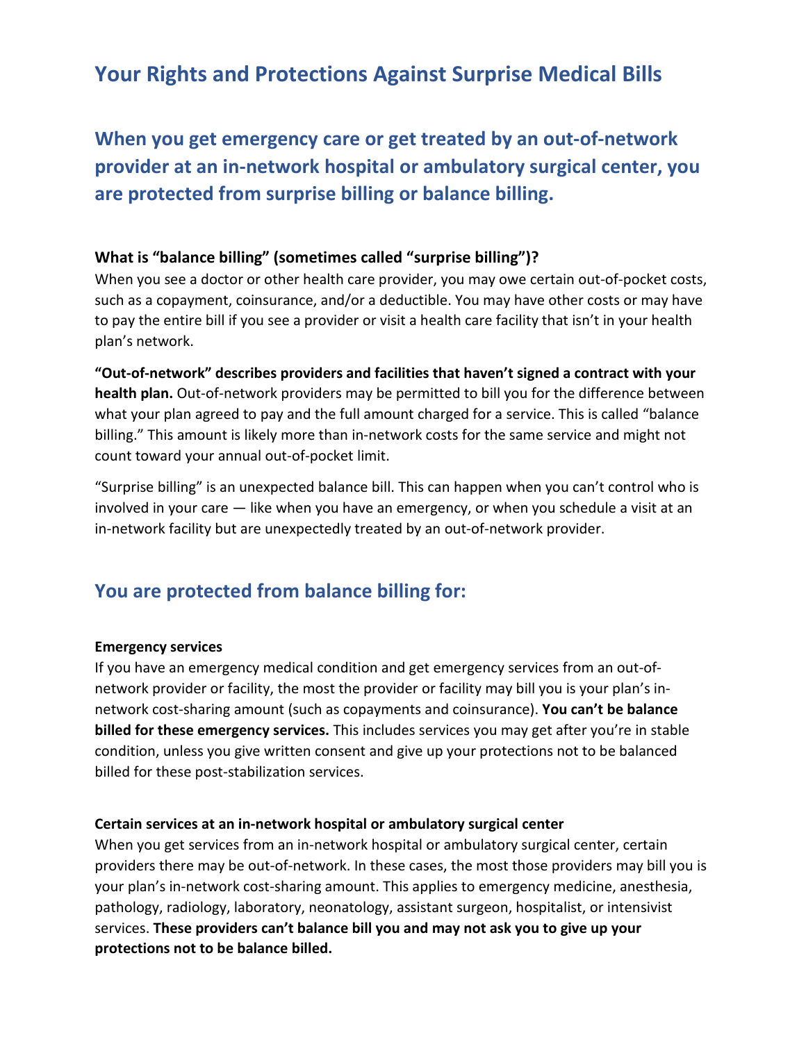# Your Rights and Protections Against Surprise Medical Bills

## When you get emergency care or get treated by an out-of-network provider at an in-network hospital or ambulatory surgical center, you are protected from surprise billing or balance billing.

### What is "balance billing" (sometimes called "surprise billing")?

When you see a doctor or other health care provider, you may owe certain out-of-pocket costs, such as a copayment, coinsurance, and/or a deductible. You may have other costs or may have to pay the entire bill if you see a provider or visit a health care facility that isn't in your health plan's network.

**"Out-of-network" describes providers and facilities that haven't signed a contract with your health plan.** Out-of-network providers may be permitted to bill you for the difference between what your plan agreed to pay and the full amount charged for a service. This is called "balance billing." This amount is likely more than in-network costs for the same service and might not count toward your annual out-of-pocket limit.

"Surprise billing" is an unexpected balance bill. This can happen when you can't control who is involved in your care — like when you have an emergency, or when you schedule a visit at an in-network facility but are unexpectedly treated by an out-of-network provider.

## You are protected from balance billing for:

#### Emergency services

If you have an emergency medical condition and get emergency services from an out-of-network provider or facility, the most the provider or facility may bill you is your plan's in-network cost-sharing amount (such as copayments and coinsurance). **You can't be balance billed for these emergency services.** This includes services you may get after you're in stable condition, unless you give written consent and give up your protections not to be balanced billed for these post-stabilization services.

#### Certain services at an in-network hospital or ambulatory surgical center

When you get services from an in-network hospital or ambulatory surgical center, certain providers there may be out-of-network. In these cases, the most those providers may bill you is your plan's in-network cost-sharing amount. This applies to emergency medicine, anesthesia, pathology, radiology, laboratory, neonatology, assistant surgeon, hospitalist, or intensivist services. **These providers can't balance bill you and may not ask you to give up your protections not to be balance billed.**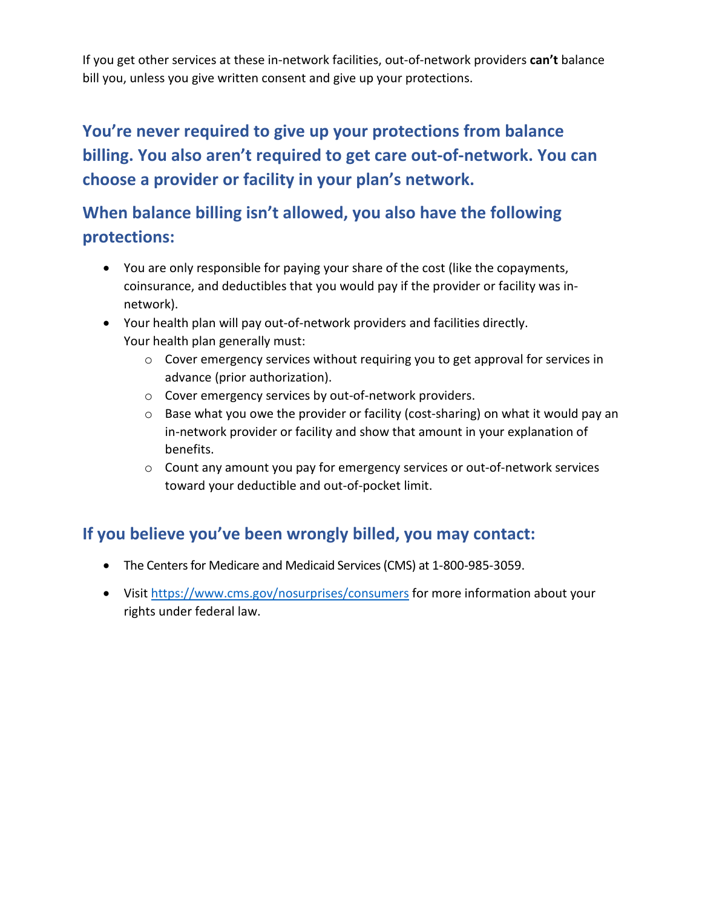If you get other services at these in-network facilities, out-of-network providers **can't** balance bill you, unless you give written consent and give up your protections.

## You're never required to give up your protections from balance billing. You also aren't required to get care out-of-network. You can choose a provider or facility in your plan's network.

### When balance billing isn't allowed, you also have the following protections:

- You are only responsible for paying your share of the cost (like the copayments, coinsurance, and deductibles that you would pay if the provider or facility was in-network).
- Your health plan will pay out-of-network providers and facilities directly.
  Your health plan generally must:
  - Cover emergency services without requiring you to get approval for services in advance (prior authorization).
  - Cover emergency services by out-of-network providers.
  - Base what you owe the provider or facility (cost-sharing) on what it would pay an in-network provider or facility and show that amount in your explanation of benefits.
  - Count any amount you pay for emergency services or out-of-network services toward your deductible and out-of-pocket limit.

### If you believe you've been wrongly billed, you may contact:

- The Centers for Medicare and Medicaid Services (CMS) at 1-800-985-3059.
- Visit https://www.cms.gov/nosurprises/consumers for more information about your rights under federal law.